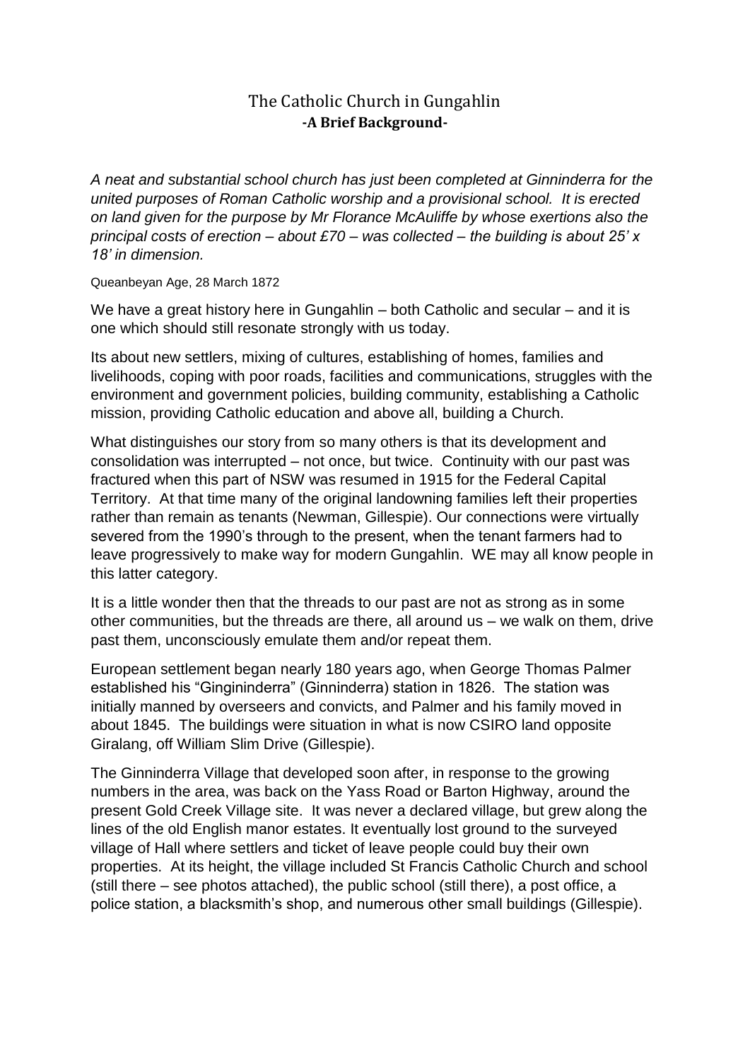# The Catholic Church in Gungahlin
## -A Brief Background-

*A neat and substantial school church has just been completed at Ginninderra for the united purposes of Roman Catholic worship and a provisional school. It is erected on land given for the purpose by Mr Florance McAuliffe by whose exertions also the principal costs of erection – about £70 – was collected – the building is about 25' x 18' in dimension.*

Queanbeyan Age, 28 March 1872

We have a great history here in Gungahlin – both Catholic and secular – and it is one which should still resonate strongly with us today.

Its about new settlers, mixing of cultures, establishing of homes, families and livelihoods, coping with poor roads, facilities and communications, struggles with the environment and government policies, building community, establishing a Catholic mission, providing Catholic education and above all, building a Church.

What distinguishes our story from so many others is that its development and consolidation was interrupted – not once, but twice. Continuity with our past was fractured when this part of NSW was resumed in 1915 for the Federal Capital Territory. At that time many of the original landowning families left their properties rather than remain as tenants (Newman, Gillespie). Our connections were virtually severed from the 1990's through to the present, when the tenant farmers had to leave progressively to make way for modern Gungahlin. WE may all know people in this latter category.

It is a little wonder then that the threads to our past are not as strong as in some other communities, but the threads are there, all around us – we walk on them, drive past them, unconsciously emulate them and/or repeat them.

European settlement began nearly 180 years ago, when George Thomas Palmer established his "Gingininderra" (Ginninderra) station in 1826. The station was initially manned by overseers and convicts, and Palmer and his family moved in about 1845. The buildings were situation in what is now CSIRO land opposite Giralang, off William Slim Drive (Gillespie).

The Ginninderra Village that developed soon after, in response to the growing numbers in the area, was back on the Yass Road or Barton Highway, around the present Gold Creek Village site. It was never a declared village, but grew along the lines of the old English manor estates. It eventually lost ground to the surveyed village of Hall where settlers and ticket of leave people could buy their own properties. At its height, the village included St Francis Catholic Church and school (still there – see photos attached), the public school (still there), a post office, a police station, a blacksmith's shop, and numerous other small buildings (Gillespie).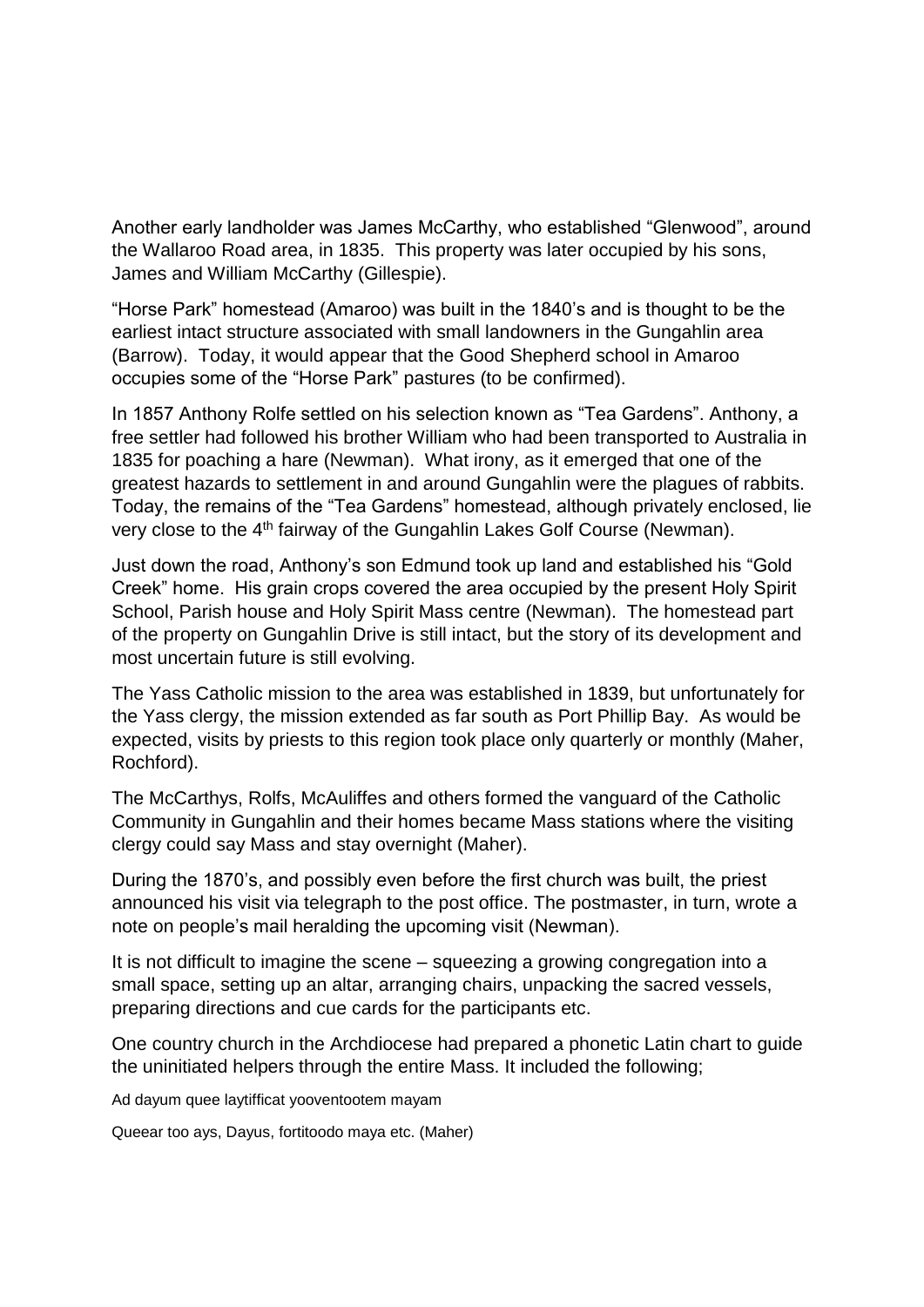Another early landholder was James McCarthy, who established "Glenwood", around the Wallaroo Road area, in 1835. This property was later occupied by his sons, James and William McCarthy (Gillespie).

"Horse Park" homestead (Amaroo) was built in the 1840's and is thought to be the earliest intact structure associated with small landowners in the Gungahlin area (Barrow). Today, it would appear that the Good Shepherd school in Amaroo occupies some of the "Horse Park" pastures (to be confirmed).

In 1857 Anthony Rolfe settled on his selection known as "Tea Gardens". Anthony, a free settler had followed his brother William who had been transported to Australia in 1835 for poaching a hare (Newman). What irony, as it emerged that one of the greatest hazards to settlement in and around Gungahlin were the plagues of rabbits. Today, the remains of the "Tea Gardens" homestead, although privately enclosed, lie very close to the 4th fairway of the Gungahlin Lakes Golf Course (Newman).

Just down the road, Anthony's son Edmund took up land and established his "Gold Creek" home. His grain crops covered the area occupied by the present Holy Spirit School, Parish house and Holy Spirit Mass centre (Newman). The homestead part of the property on Gungahlin Drive is still intact, but the story of its development and most uncertain future is still evolving.

The Yass Catholic mission to the area was established in 1839, but unfortunately for the Yass clergy, the mission extended as far south as Port Phillip Bay. As would be expected, visits by priests to this region took place only quarterly or monthly (Maher, Rochford).

The McCarthys, Rolfs, McAuliffes and others formed the vanguard of the Catholic Community in Gungahlin and their homes became Mass stations where the visiting clergy could say Mass and stay overnight (Maher).

During the 1870's, and possibly even before the first church was built, the priest announced his visit via telegraph to the post office. The postmaster, in turn, wrote a note on people's mail heralding the upcoming visit (Newman).

It is not difficult to imagine the scene – squeezing a growing congregation into a small space, setting up an altar, arranging chairs, unpacking the sacred vessels, preparing directions and cue cards for the participants etc.

One country church in the Archdiocese had prepared a phonetic Latin chart to guide the uninitiated helpers through the entire Mass. It included the following;

Ad dayum quee laytifficat yooventootem mayam

Queear too ays, Dayus, fortitoodo maya etc. (Maher)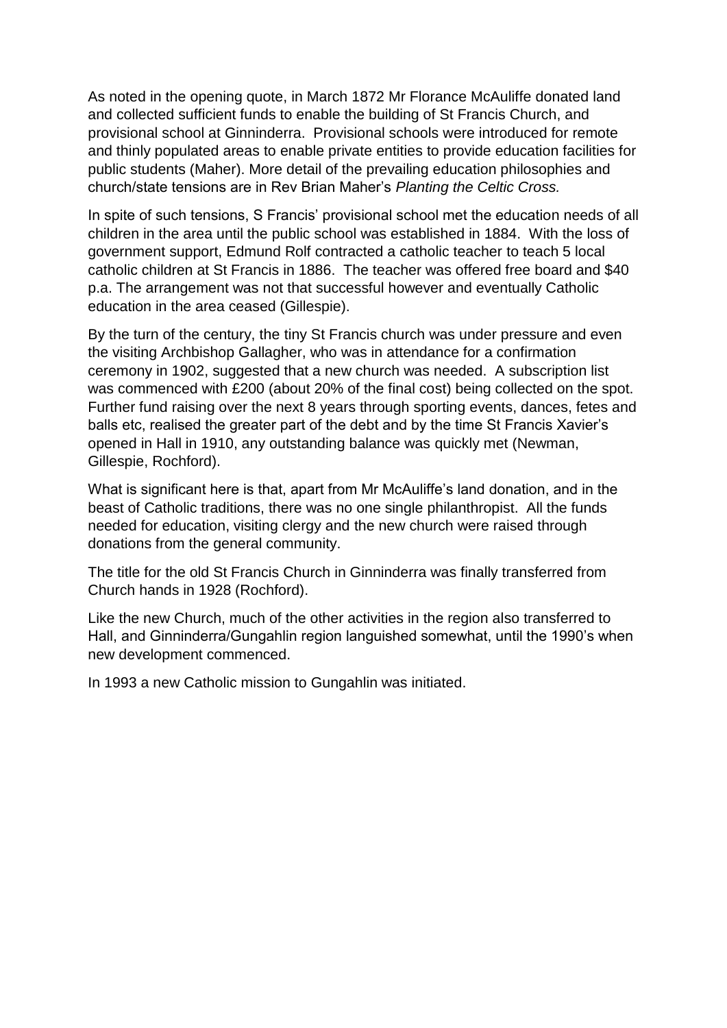As noted in the opening quote, in March 1872 Mr Florance McAuliffe donated land and collected sufficient funds to enable the building of St Francis Church, and provisional school at Ginninderra. Provisional schools were introduced for remote and thinly populated areas to enable private entities to provide education facilities for public students (Maher). More detail of the prevailing education philosophies and church/state tensions are in Rev Brian Maher's *Planting the Celtic Cross.*

In spite of such tensions, S Francis' provisional school met the education needs of all children in the area until the public school was established in 1884. With the loss of government support, Edmund Rolf contracted a catholic teacher to teach 5 local catholic children at St Francis in 1886. The teacher was offered free board and $40 p.a. The arrangement was not that successful however and eventually Catholic education in the area ceased (Gillespie).

By the turn of the century, the tiny St Francis church was under pressure and even the visiting Archbishop Gallagher, who was in attendance for a confirmation ceremony in 1902, suggested that a new church was needed. A subscription list was commenced with £200 (about 20% of the final cost) being collected on the spot. Further fund raising over the next 8 years through sporting events, dances, fetes and balls etc, realised the greater part of the debt and by the time St Francis Xavier's opened in Hall in 1910, any outstanding balance was quickly met (Newman, Gillespie, Rochford).

What is significant here is that, apart from Mr McAuliffe's land donation, and in the beast of Catholic traditions, there was no one single philanthropist. All the funds needed for education, visiting clergy and the new church were raised through donations from the general community.

The title for the old St Francis Church in Ginninderra was finally transferred from Church hands in 1928 (Rochford).

Like the new Church, much of the other activities in the region also transferred to Hall, and Ginninderra/Gungahlin region languished somewhat, until the 1990's when new development commenced.

In 1993 a new Catholic mission to Gungahlin was initiated.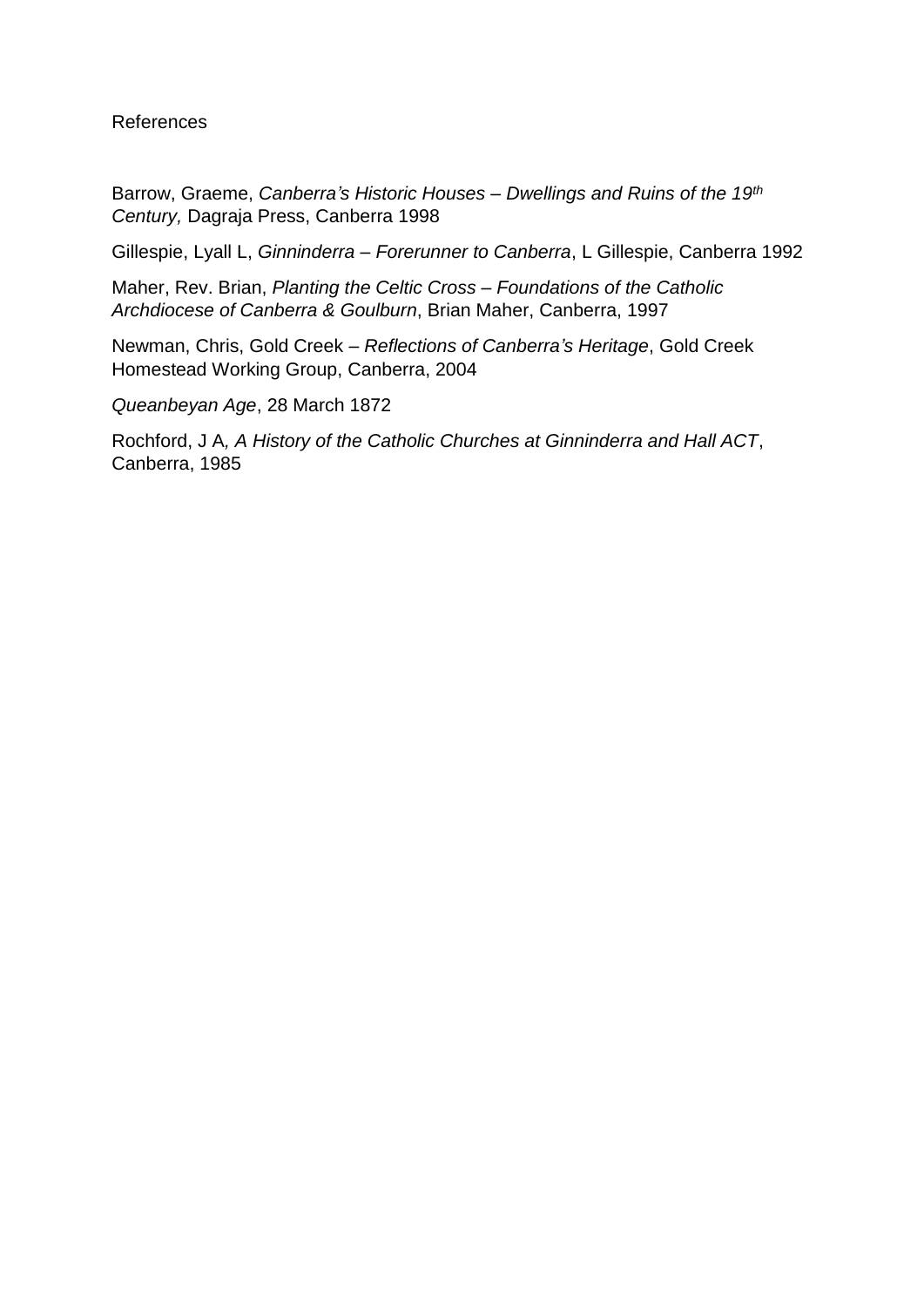References

Barrow, Graeme, *Canberra's Historic Houses – Dwellings and Ruins of the 19th Century,* Dagraja Press, Canberra 1998

Gillespie, Lyall L, *Ginninderra – Forerunner to Canberra*, L Gillespie, Canberra 1992

Maher, Rev. Brian, *Planting the Celtic Cross – Foundations of the Catholic Archdiocese of Canberra & Goulburn*, Brian Maher, Canberra, 1997

Newman, Chris, Gold Creek – *Reflections of Canberra's Heritage*, Gold Creek Homestead Working Group, Canberra, 2004

*Queanbeyan Age*, 28 March 1872

Rochford, J A*, A History of the Catholic Churches at Ginninderra and Hall ACT*, Canberra, 1985